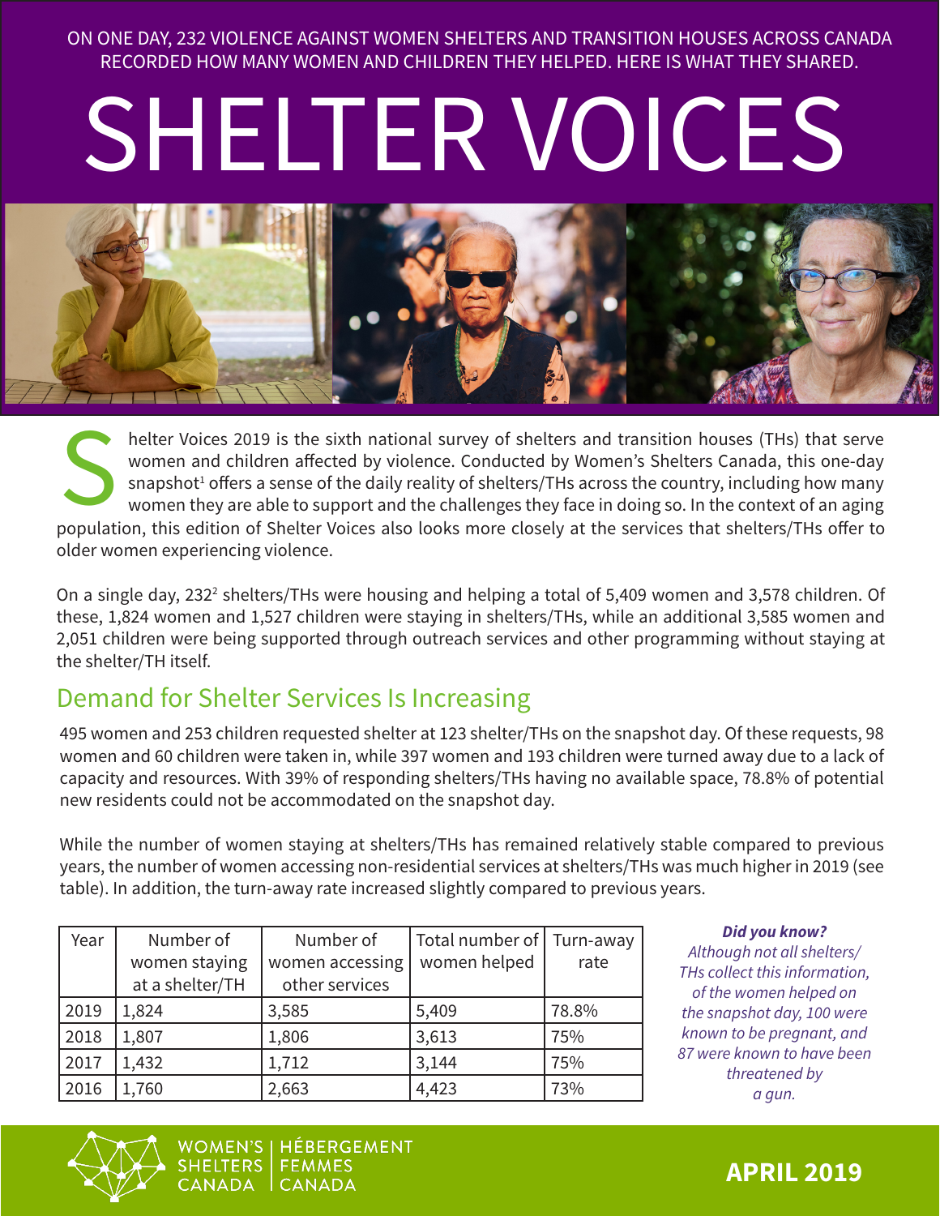ON ONE DAY, 232 VIOLENCE AGAINST WOMEN SHELTERS AND TRANSITION HOUSES ACROSS CANADA RECORDED HOW MANY WOMEN AND CHILDREN THEY HELPED. HERE IS WHAT THEY SHARED.

# SHELTER VOICES

Shelter Voices 2019 is the sixth national survey of shelters and transition houses (THs) that serve women and children affected by violence. Conducted by Women's Shelters Canada, this one-day snapshot[1] offers a sense of the daily reality of shelters/THs across the country, including how many women they are able to support and the challenges they face in doing so. In the context of an aging population, this edition of Shelter Voices also looks more closely at the services that shelters/THs offer to older women experiencing violence.

On a single day, 232[2] shelters/THs were housing and helping a total of 5,409 women and 3,578 children. Of these, 1,824 women and 1,527 children were staying in shelters/THs, while an additional 3,585 women and 2,051 children were being supported through outreach services and other programming without staying at the shelter/TH itself.

## Demand for Shelter Services Is Increasing

495 women and 253 children requested shelter at 123 shelter/THs on the snapshot day. Of these requests, 98 women and 60 children were taken in, while 397 women and 193 children were turned away due to a lack of capacity and resources. With 39% of responding shelters/THs having no available space, 78.8% of potential new residents could not be accommodated on the snapshot day.

While the number of women staying at shelters/THs has remained relatively stable compared to previous years, the number of women accessing non-residential services at shelters/THs was much higher in 2019 (see table). In addition, the turn-away rate increased slightly compared to previous years.

| Year | Number of women staying at a shelter/TH | Number of women accessing other services | Total number of women helped | Turn-away rate |
|---|---|---|---|---|
| 2019 | 1,824 | 3,585 | 5,409 | 78.8% |
| 2018 | 1,807 | 1,806 | 3,613 | 75% |
| 2017 | 1,432 | 1,712 | 3,144 | 75% |
| 2016 | 1,760 | 2,663 | 4,423 | 73% |

***Did you know?***
*Although not all shelters/THs collect this information, of the women helped on the snapshot day, 100 were known to be pregnant, and 87 were known to have been threatened by a gun.*

WOMEN'S SHELTERS CANADA | HÉBERGEMENT FEMMES CANADA

**APRIL 2019**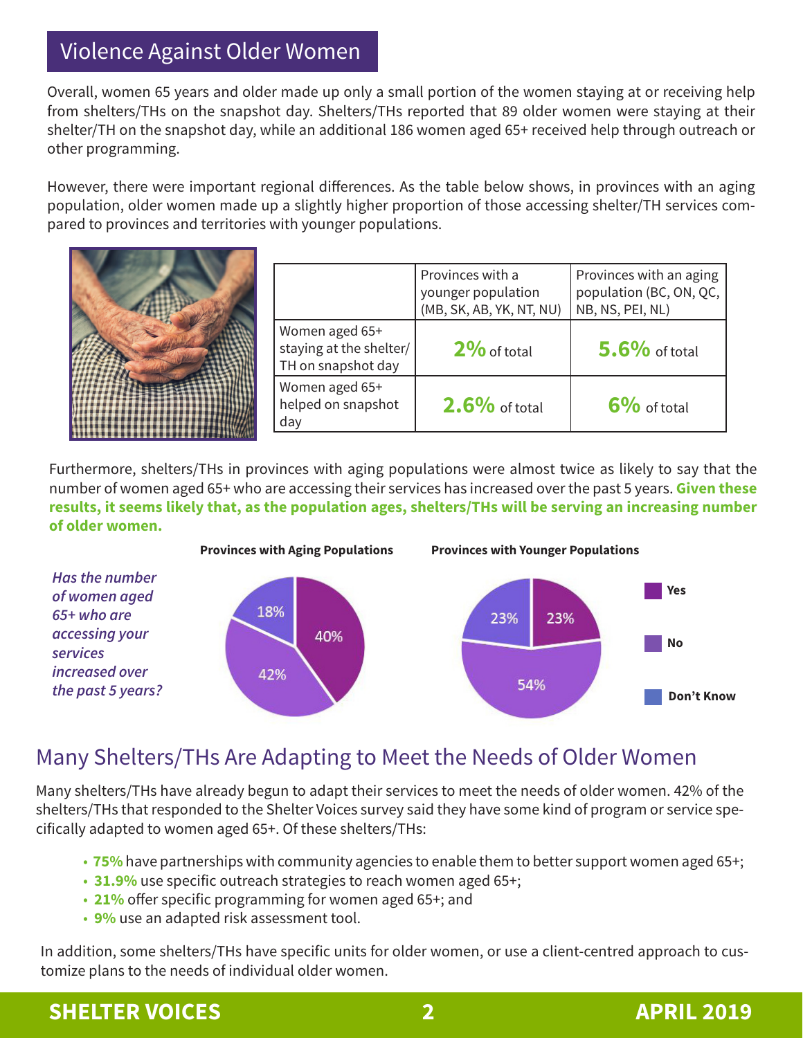## Violence Against Older Women

Overall, women 65 years and older made up only a small portion of the women staying at or receiving help from shelters/THs on the snapshot day. Shelters/THs reported that 89 older women were staying at their shelter/TH on the snapshot day, while an additional 186 women aged 65+ received help through outreach or other programming.

However, there were important regional differences. As the table below shows, in provinces with an aging population, older women made up a slightly higher proportion of those accessing shelter/TH services compared to provinces and territories with younger populations.

| | Provinces with a younger population (MB, SK, AB, YK, NT, NU) | Provinces with an aging population (BC, ON, QC, NB, NS, PEI, NL) |
|---|---|---|
| Women aged 65+ staying at the shelter/TH on snapshot day | **2%** of total | **5.6%** of total |
| Women aged 65+ helped on snapshot day | **2.6%** of total | **6%** of total |

Furthermore, shelters/THs in provinces with aging populations were almost twice as likely to say that the number of women aged 65+ who are accessing their services has increased over the past 5 years. **Given these results, it seems likely that, as the population ages, shelters/THs will be serving an increasing number of older women.**

*Has the number of women aged 65+ who are accessing your services increased over the past 5 years?*

| | Yes | No | Don't Know |
|---|---|---|---|
| **Provinces with Aging Populations** | 40% | 42% | 18% |
| **Provinces with Younger Populations** | 23% | 54% | 23% |

## Many Shelters/THs Are Adapting to Meet the Needs of Older Women

Many shelters/THs have already begun to adapt their services to meet the needs of older women. 42% of the shelters/THs that responded to the Shelter Voices survey said they have some kind of program or service specifically adapted to women aged 65+. Of these shelters/THs:

- **75%** have partnerships with community agencies to enable them to better support women aged 65+;
- **31.9%** use specific outreach strategies to reach women aged 65+;
- **21%** offer specific programming for women aged 65+; and
- **9%** use an adapted risk assessment tool.

In addition, some shelters/THs have specific units for older women, or use a client-centred approach to customize plans to the needs of individual older women.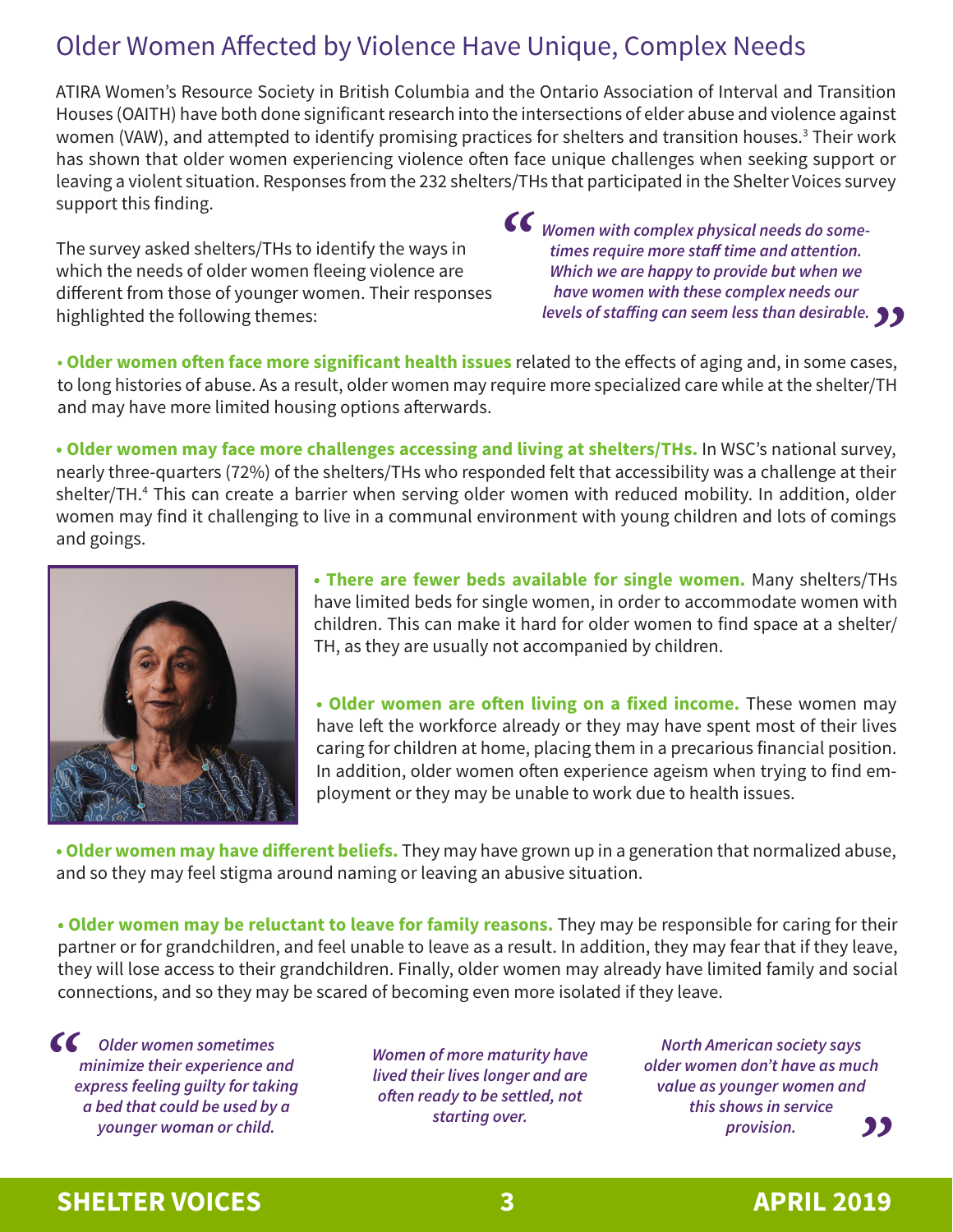## Older Women Affected by Violence Have Unique, Complex Needs

ATIRA Women's Resource Society in British Columbia and the Ontario Association of Interval and Transition Houses (OAITH) have both done significant research into the intersections of elder abuse and violence against women (VAW), and attempted to identify promising practices for shelters and transition houses.[3] Their work has shown that older women experiencing violence often face unique challenges when seeking support or leaving a violent situation. Responses from the 232 shelters/THs that participated in the Shelter Voices survey support this finding.

The survey asked shelters/THs to identify the ways in which the needs of older women fleeing violence are different from those of younger women. Their responses highlighted the following themes:

> *"Women with complex physical needs do sometimes require more staff time and attention. Which we are happy to provide but when we have women with these complex needs our levels of staffing can seem less than desirable."*

- **Older women often face more significant health issues** related to the effects of aging and, in some cases, to long histories of abuse. As a result, older women may require more specialized care while at the shelter/TH and may have more limited housing options afterwards.

- **Older women may face more challenges accessing and living at shelters/THs.** In WSC's national survey, nearly three-quarters (72%) of the shelters/THs who responded felt that accessibility was a challenge at their shelter/TH.[4] This can create a barrier when serving older women with reduced mobility. In addition, older women may find it challenging to live in a communal environment with young children and lots of comings and goings.

- **There are fewer beds available for single women.** Many shelters/THs have limited beds for single women, in order to accommodate women with children. This can make it hard for older women to find space at a shelter/TH, as they are usually not accompanied by children.

- **Older women are often living on a fixed income.** These women may have left the workforce already or they may have spent most of their lives caring for children at home, placing them in a precarious financial position. In addition, older women often experience ageism when trying to find employment or they may be unable to work due to health issues.

- **Older women may have different beliefs.** They may have grown up in a generation that normalized abuse, and so they may feel stigma around naming or leaving an abusive situation.

- **Older women may be reluctant to leave for family reasons.** They may be responsible for caring for their partner or for grandchildren, and feel unable to leave as a result. In addition, they may fear that if they leave, they will lose access to their grandchildren. Finally, older women may already have limited family and social connections, and so they may be scared of becoming even more isolated if they leave.

> *"Older women sometimes minimize their experience and express feeling guilty for taking a bed that could be used by a younger woman or child.*
>
> *Women of more maturity have lived their lives longer and are often ready to be settled, not starting over.*
>
> *North American society says older women don't have as much value as younger women and this shows in service provision."*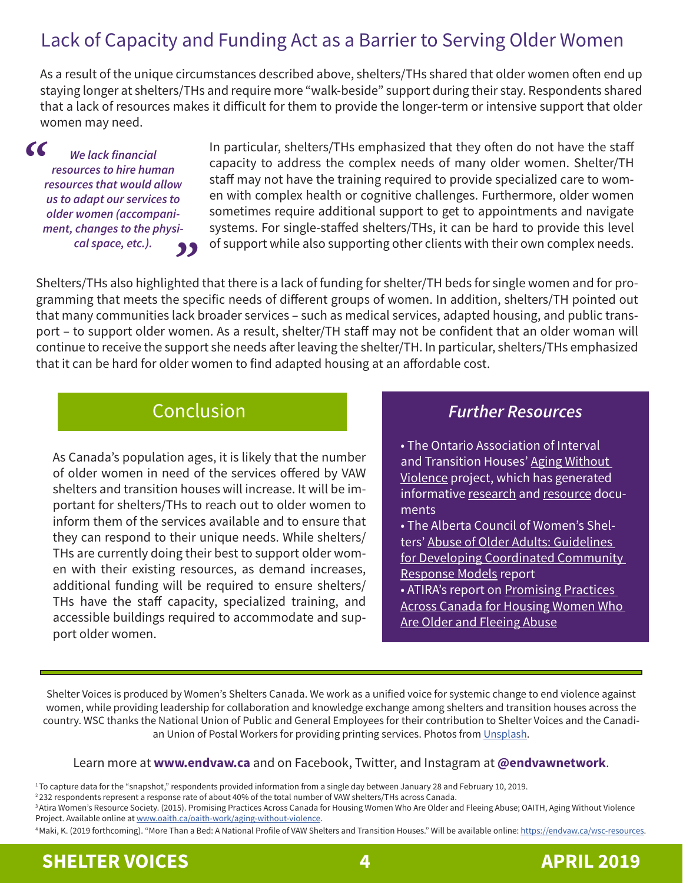## Lack of Capacity and Funding Act as a Barrier to Serving Older Women

As a result of the unique circumstances described above, shelters/THs shared that older women often end up staying longer at shelters/THs and require more "walk-beside" support during their stay. Respondents shared that a lack of resources makes it difficult for them to provide the longer-term or intensive support that older women may need.

> *We lack financial resources to hire human resources that would allow us to adapt our services to older women (accompaniment, changes to the physical space, etc.).*

In particular, shelters/THs emphasized that they often do not have the staff capacity to address the complex needs of many older women. Shelter/TH staff may not have the training required to provide specialized care to women with complex health or cognitive challenges. Furthermore, older women sometimes require additional support to get to appointments and navigate systems. For single-staffed shelters/THs, it can be hard to provide this level of support while also supporting other clients with their own complex needs.

Shelters/THs also highlighted that there is a lack of funding for shelter/TH beds for single women and for programming that meets the specific needs of different groups of women. In addition, shelters/TH pointed out that many communities lack broader services – such as medical services, adapted housing, and public transport – to support older women. As a result, shelter/TH staff may not be confident that an older woman will continue to receive the support she needs after leaving the shelter/TH. In particular, shelters/THs emphasized that it can be hard for older women to find adapted housing at an affordable cost.

## Conclusion

As Canada's population ages, it is likely that the number of older women in need of the services offered by VAW shelters and transition houses will increase. It will be important for shelters/THs to reach out to older women to inform them of the services available and to ensure that they can respond to their unique needs. While shelters/THs are currently doing their best to support older women with their existing resources, as demand increases, additional funding will be required to ensure shelters/THs have the staff capacity, specialized training, and accessible buildings required to accommodate and support older women.

## *Further Resources*

- The Ontario Association of Interval and Transition Houses' Aging Without Violence project, which has generated informative research and resource documents
- The Alberta Council of Women's Shelters' Abuse of Older Adults: Guidelines for Developing Coordinated Community Response Models report
- ATIRA's report on Promising Practices Across Canada for Housing Women Who Are Older and Fleeing Abuse

---

Shelter Voices is produced by Women's Shelters Canada. We work as a unified voice for systemic change to end violence against women, while providing leadership for collaboration and knowledge exchange among shelters and transition houses across the country. WSC thanks the National Union of Public and General Employees for their contribution to Shelter Voices and the Canadian Union of Postal Workers for providing printing services. Photos from Unsplash.

Learn more at **www.endvaw.ca** and on Facebook, Twitter, and Instagram at **@endvawnetwork**.

[1] To capture data for the "snapshot," respondents provided information from a single day between January 28 and February 10, 2019.

[2] 232 respondents represent a response rate of about 40% of the total number of VAW shelters/THs across Canada.

[3] Atira Women's Resource Society. (2015). Promising Practices Across Canada for Housing Women Who Are Older and Fleeing Abuse; OAITH, Aging Without Violence Project. Available online at www.oaith.ca/oaith-work/aging-without-violence.

[4] Maki, K. (2019 forthcoming). "More Than a Bed: A National Profile of VAW Shelters and Transition Houses." Will be available online: https://endvaw.ca/wsc-resources.